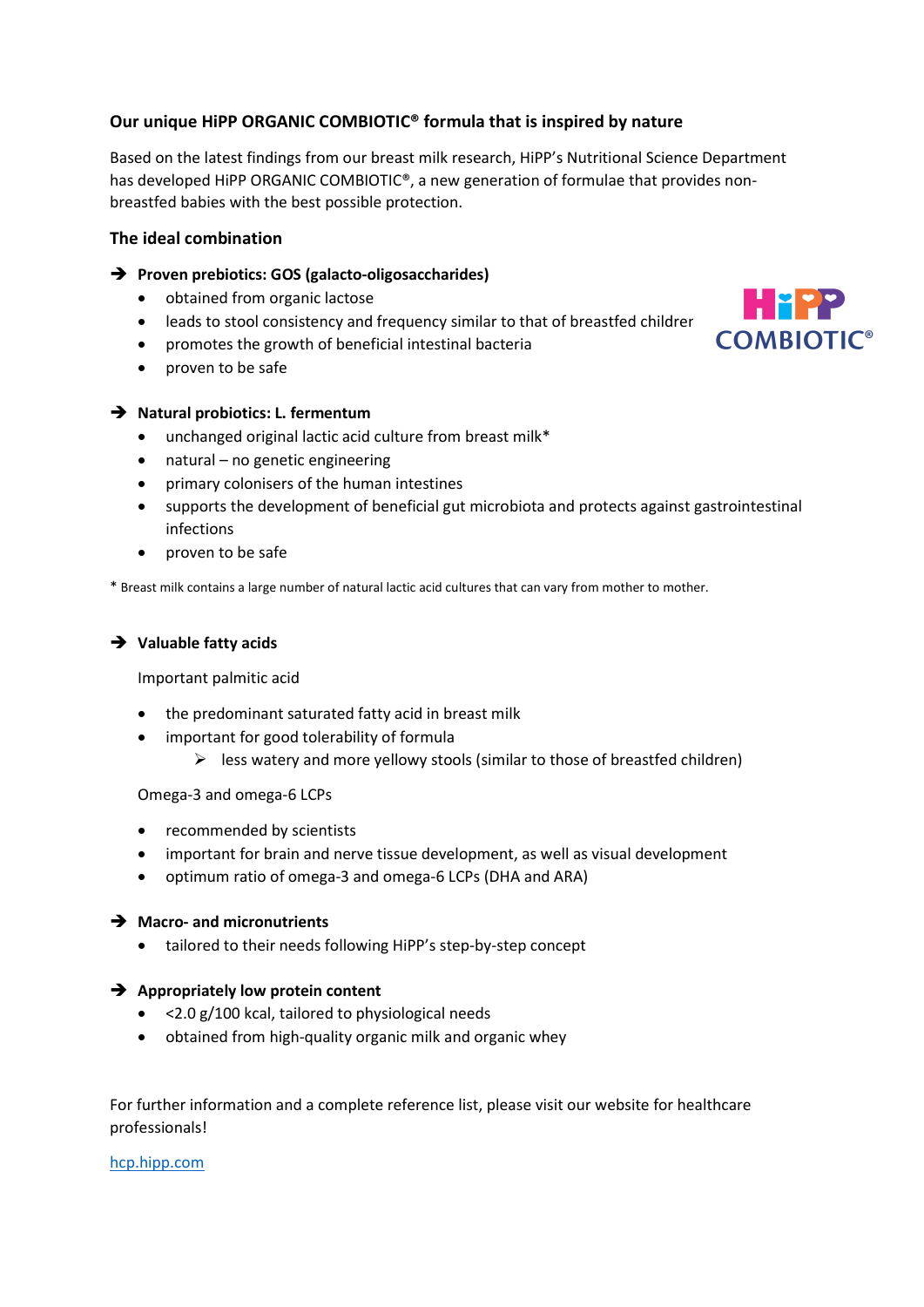## Our unique HiPP ORGANIC COMBIOTIC® formula that is inspired by nature

Based on the latest findings from our breast milk research, HiPP's Nutritional Science Department has developed HiPP ORGANIC COMBIOTIC®, a new generation of formulae that provides non-breastfed babies with the best possible protection.

### The ideal combination

➔ **Proven prebiotics: GOS (galacto-oligosaccharides)**

- obtained from organic lactose
- leads to stool consistency and frequency similar to that of breastfed children
- promotes the growth of beneficial intestinal bacteria
- proven to be safe

➔ **Natural probiotics: L. fermentum**

- unchanged original lactic acid culture from breast milk*
- natural – no genetic engineering
- primary colonisers of the human intestines
- supports the development of beneficial gut microbiota and protects against gastrointestinal infections
- proven to be safe

\* Breast milk contains a large number of natural lactic acid cultures that can vary from mother to mother.

➔ **Valuable fatty acids**

Important palmitic acid

- the predominant saturated fatty acid in breast milk
- important for good tolerability of formula
  - less watery and more yellowy stools (similar to those of breastfed children)

Omega-3 and omega-6 LCPs

- recommended by scientists
- important for brain and nerve tissue development, as well as visual development
- optimum ratio of omega-3 and omega-6 LCPs (DHA and ARA)

➔ **Macro- and micronutrients**

- tailored to their needs following HiPP's step-by-step concept

➔ **Appropriately low protein content**

- <2.0 g/100 kcal, tailored to physiological needs
- obtained from high-quality organic milk and organic whey

For further information and a complete reference list, please visit our website for healthcare professionals!

[hcp.hipp.com](hcp.hipp.com)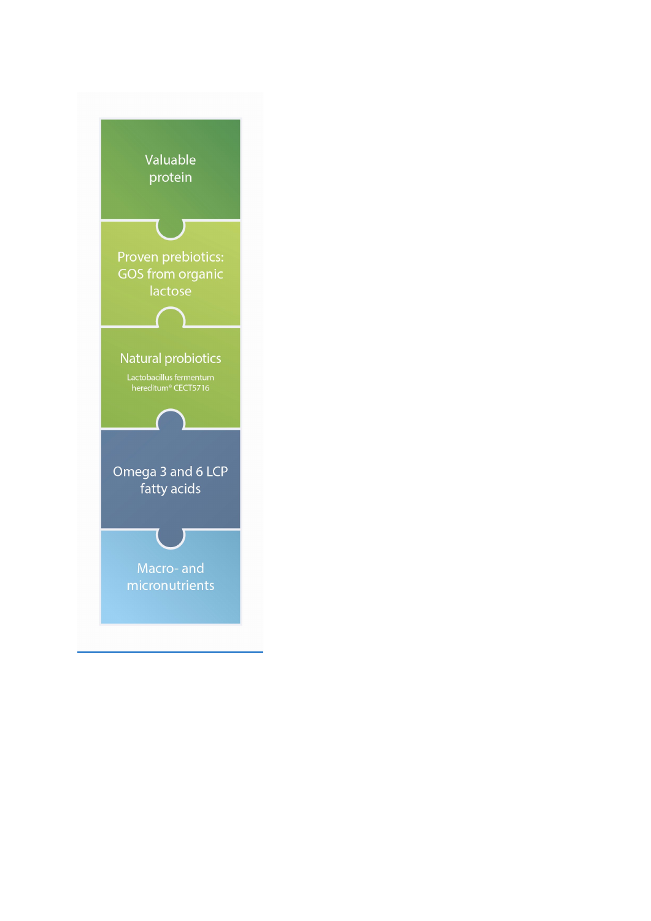Valuable protein

Proven prebiotics: GOS from organic lactose

Natural probiotics

Lactobacillus fermentum hereditum® CECT5716

Omega 3 and 6 LCP fatty acids

Macro- and micronutrients